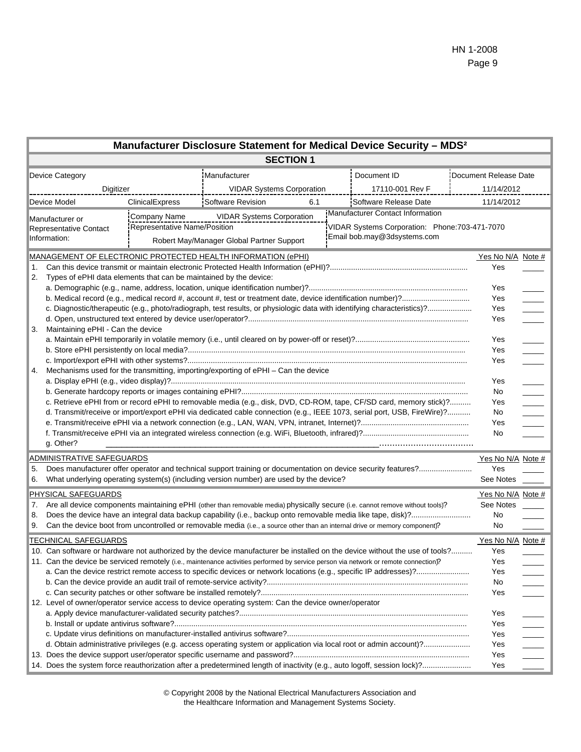# Manufacturer Disclosure Statement for Medical Device Security – MDS²

## SECTION 1

| Device Category | | Manufacturer | | Document ID | Document Release Date |
|---|---|---|---|---|---|
| Digitizer | | VIDAR Systems Corporation | | 17110-001 Rev F | 11/14/2012 |
| Device Model | ClinicalExpress | Software Revision | 6.1 | Software Release Date | 11/14/2012 |
| Manufacturer or Representative Contact Information: | Company Name | VIDAR Systems Corporation | | Manufacturer Contact Information | |
| | Representative Name/Position | Robert May/Manager Global Partner Support | | VIDAR Systems Corporation: Phone:703-471-7070 Email bob.may@3dsystems.com | |

| MANAGEMENT OF ELECTRONIC PROTECTED HEALTH INFORMATION (ePHI) | Yes No N/A | Note # |
|---|---|---|
| 1. Can this device transmit or maintain electronic Protected Health Information (ePHI)? | Yes | |
| 2. Types of ePHI data elements that can be maintained by the device: | | |
| a. Demographic (e.g., name, address, location, unique identification number)? | Yes | |
| b. Medical record (e.g., medical record #, account #, test or treatment date, device identification number)? | Yes | |
| c. Diagnostic/therapeutic (e.g., photo/radiograph, test results, or physiologic data with identifying characteristics)? | Yes | |
| d. Open, unstructured text entered by device user/operator? | Yes | |
| 3. Maintaining ePHI - Can the device | | |
| a. Maintain ePHI temporarily in volatile memory (i.e., until cleared on by power-off or reset)? | Yes | |
| b. Store ePHI persistently on local media? | Yes | |
| c. Import/export ePHI with other systems? | Yes | |
| 4. Mechanisms used for the transmitting, importing/exporting of ePHI – Can the device | | |
| a. Display ePHI (e.g., video display)? | Yes | |
| b. Generate hardcopy reports or images containing ePHI? | No | |
| c. Retrieve ePHI from or record ePHI to removable media (e.g., disk, DVD, CD-ROM, tape, CF/SD card, memory stick)? | Yes | |
| d. Transmit/receive or import/export ePHI via dedicated cable connection (e.g., IEEE 1073, serial port, USB, FireWire)? | No | |
| e. Transmit/receive ePHI via a network connection (e.g., LAN, WAN, VPN, intranet, Internet)? | Yes | |
| f. Transmit/receive ePHI via an integrated wireless connection (e.g. WiFi, Bluetooth, infrared)? | No | |
| g. Other? | | |

| ADMINISTRATIVE SAFEGUARDS | Yes No N/A | Note # |
|---|---|---|
| 5. Does manufacturer offer operator and technical support training or documentation on device security features? | Yes | |
| 6. What underlying operating system(s) (including version number) are used by the device? | See Notes | |

| PHYSICAL SAFEGUARDS | Yes No N/A | Note # |
|---|---|---|
| 7. Are all device components maintaining ePHI (other than removable media) physically secure (i.e. cannot remove without tools)? | See Notes | |
| 8. Does the device have an integral data backup capability (i.e., backup onto removable media like tape, disk)? | No | |
| 9. Can the device boot from uncontrolled or removable media (i.e., a source other than an internal drive or memory component)? | No | |

| TECHNICAL SAFEGUARDS | Yes No N/A | Note # |
|---|---|---|
| 10. Can software or hardware not authorized by the device manufacturer be installed on the device without the use of tools? | Yes | |
| 11. Can the device be serviced remotely (i.e., maintenance activities performed by service person via network or remote connection)? | Yes | |
| a. Can the device restrict remote access to specific devices or network locations (e.g., specific IP addresses)? | Yes | |
| b. Can the device provide an audit trail of remote-service activity? | No | |
| c. Can security patches or other software be installed remotely? | Yes | |
| 12. Level of owner/operator service access to device operating system: Can the device owner/operator | | |
| a. Apply device manufacturer-validated security patches? | Yes | |
| b. Install or update antivirus software? | Yes | |
| c. Update virus definitions on manufacturer-installed antivirus software? | Yes | |
| d. Obtain administrative privileges (e.g. access operating system or application via local root or admin account)? | Yes | |
| 13. Does the device support user/operator specific username and password? | Yes | |
| 14. Does the system force reauthorization after a predetermined length of inactivity (e.g., auto logoff, session lock)? | Yes | |

© Copyright 2008 by the National Electrical Manufacturers Association and the Healthcare Information and Management Systems Society.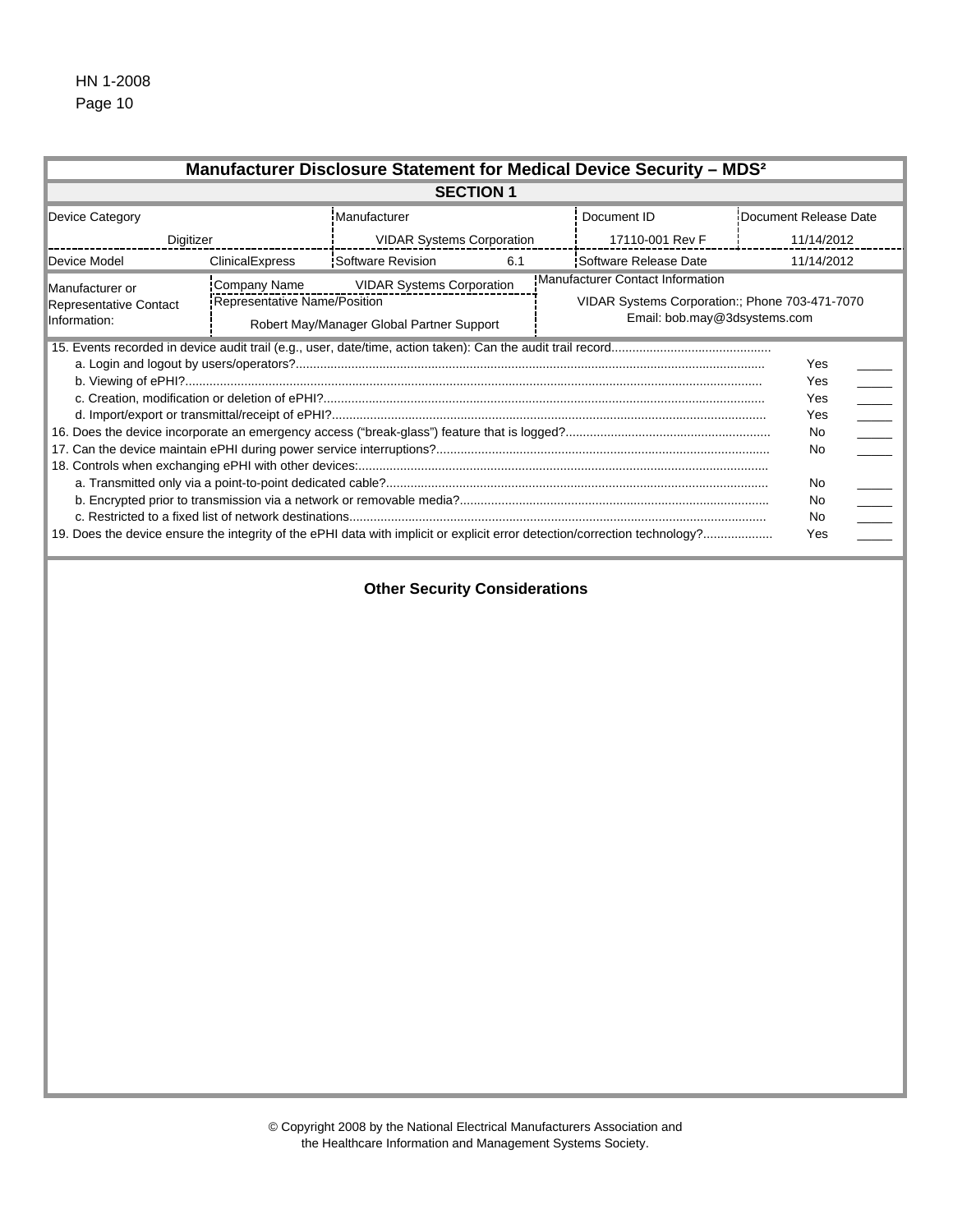## Manufacturer Disclosure Statement for Medical Device Security – MDS²

### SECTION 1

| Device Category | | Manufacturer | | Document ID | Document Release Date |
|---|---|---|---|---|---|
| Digitizer | | VIDAR Systems Corporation | | 17110-001 Rev F | 11/14/2012 |
| Device Model | ClinicalExpress | Software Revision | 6.1 | Software Release Date | 11/14/2012 |
| Manufacturer or Representative Contact Information: | Company Name | VIDAR Systems Corporation | | Manufacturer Contact Information | |
| | Representative Name/Position | Robert May/Manager Global Partner Support | | VIDAR Systems Corporation:; Phone 703-471-7070 Email: bob.may@3dsystems.com | |

| Question | Answer | |
|---|---|---|
| 15. Events recorded in device audit trail (e.g., user, date/time, action taken): Can the audit trail record............................................. | | |
| a. Login and logout by users/operators?...................................................................................................................................... | Yes | _____ |
| b. Viewing of ePHI?...................................................................................................................................................... | Yes | _____ |
| c. Creation, modification or deletion of ePHI?............................................................................................................................... | Yes | _____ |
| d. Import/export or transmittal/receipt of ePHI?............................................................................................................................ | Yes | _____ |
| 16. Does the device incorporate an emergency access ("break-glass") feature that is logged?........................................................... | No | _____ |
| 17. Can the device maintain ePHI during power service interruptions?............................................................................................... | No | _____ |
| 18. Controls when exchanging ePHI with other devices:..................................................................................................................... | | |
| a. Transmitted only via a point-to-point dedicated cable?............................................................................................................. | No | _____ |
| b. Encrypted prior to transmission via a network or removable media?......................................................................................... | No | _____ |
| c. Restricted to a fixed list of network destinations....................................................................................................................... | No | _____ |
| 19. Does the device ensure the integrity of the ePHI data with implicit or explicit error detection/correction technology?.................... | Yes | _____ |

### Other Security Considerations

© Copyright 2008 by the National Electrical Manufacturers Association and the Healthcare Information and Management Systems Society.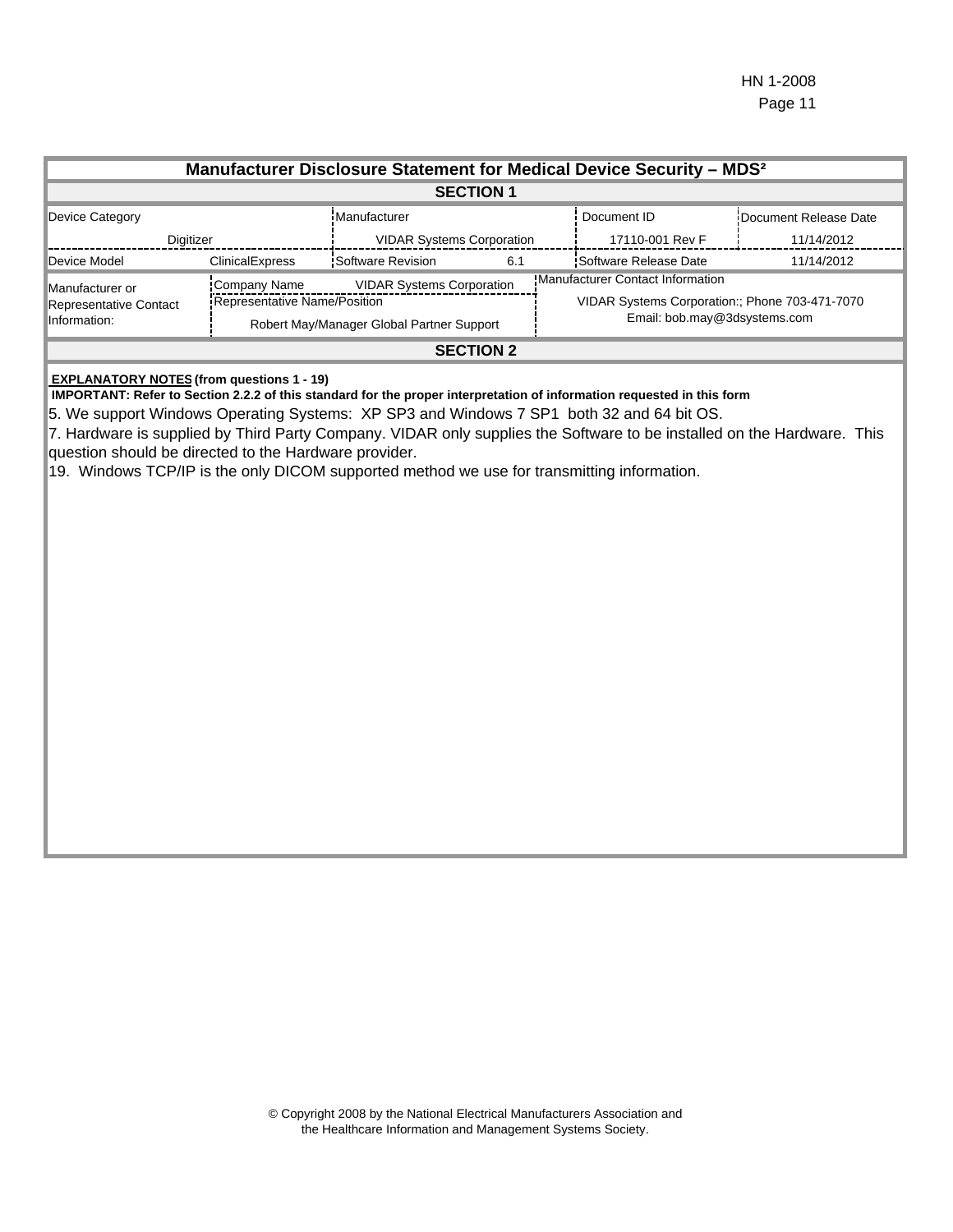# Manufacturer Disclosure Statement for Medical Device Security – MDS²

## SECTION 1

| | | | | | |
|---|---|---|---|---|---|
| Device Category | | Manufacturer | | Document ID | Document Release Date |
| Digitizer | | VIDAR Systems Corporation | | 17110-001 Rev F | 11/14/2012 |
| Device Model | ClinicalExpress | Software Revision | 6.1 | Software Release Date | 11/14/2012 |
| Manufacturer or Representative Contact Information: | Company Name | VIDAR Systems Corporation | | Manufacturer Contact Information | |
| | Representative Name/Position | | | VIDAR Systems Corporation:; Phone 703-471-7070 Email: bob.may@3dsystems.com | |
| | Robert May/Manager Global Partner Support | | | | |

## SECTION 2

**EXPLANATORY NOTES (from questions 1 - 19)**

**IMPORTANT: Refer to Section 2.2.2 of this standard for the proper interpretation of information requested in this form**

5. We support Windows Operating Systems: XP SP3 and Windows 7 SP1 both 32 and 64 bit OS.

7. Hardware is supplied by Third Party Company. VIDAR only supplies the Software to be installed on the Hardware. This question should be directed to the Hardware provider.

19. Windows TCP/IP is the only DICOM supported method we use for transmitting information.

© Copyright 2008 by the National Electrical Manufacturers Association and the Healthcare Information and Management Systems Society.